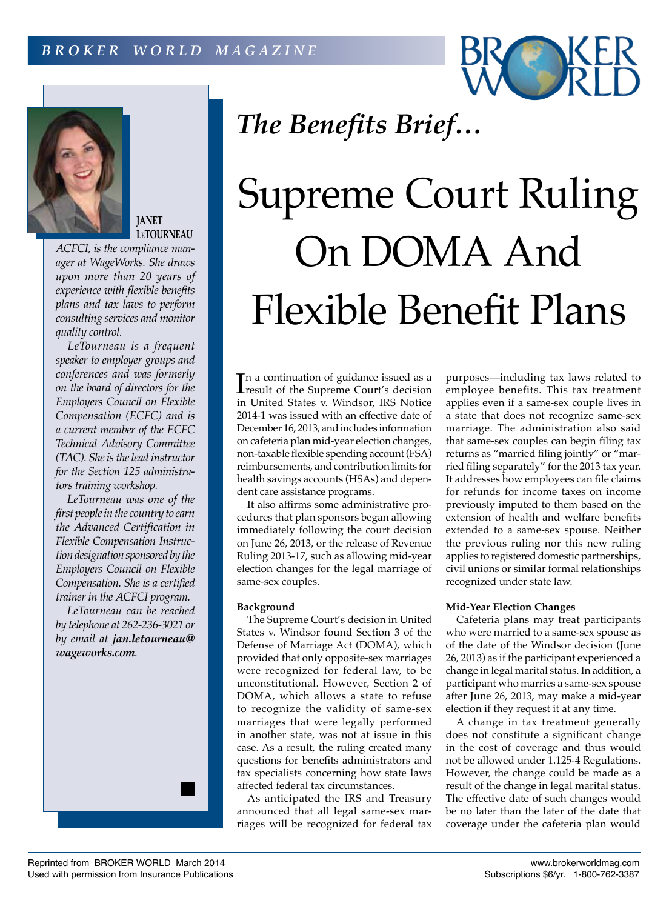# The Benefits Brief…

# Supreme Court Ruling On DOMA And Flexible Benefit Plans

**JANET LeTOURNEAU**

*ACFCI, is the compliance manager at WageWorks. She draws upon more than 20 years of experience with flexible benefits plans and tax laws to perform consulting services and monitor quality control.*

*LeTourneau is a frequent speaker to employer groups and conferences and was formerly on the board of directors for the Employers Council on Flexible Compensation (ECFC) and is a current member of the ECFC Technical Advisory Committee (TAC). She is the lead instructor for the Section 125 administrators training workshop.*

*LeTourneau was one of the first people in the country to earn the Advanced Certification in Flexible Compensation Instruction designation sponsored by the Employers Council on Flexible Compensation. She is a certified trainer in the ACFCI program.*

*LeTourneau can be reached by telephone at 262-236-3021 or by email at **jan.letourneau@wageworks.com**.*

In a continuation of guidance issued as a result of the Supreme Court's decision in United States v. Windsor, IRS Notice 2014-1 was issued with an effective date of December 16, 2013, and includes information on cafeteria plan mid-year election changes, non-taxable flexible spending account (FSA) reimbursements, and contribution limits for health savings accounts (HSAs) and dependent care assistance programs.

It also affirms some administrative procedures that plan sponsors began allowing immediately following the court decision on June 26, 2013, or the release of Revenue Ruling 2013-17, such as allowing mid-year election changes for the legal marriage of same-sex couples.

### Background

The Supreme Court's decision in United States v. Windsor found Section 3 of the Defense of Marriage Act (DOMA), which provided that only opposite-sex marriages were recognized for federal law, to be unconstitutional. However, Section 2 of DOMA, which allows a state to refuse to recognize the validity of same-sex marriages that were legally performed in another state, was not at issue in this case. As a result, the ruling created many questions for benefits administrators and tax specialists concerning how state laws affected federal tax circumstances.

As anticipated the IRS and Treasury announced that all legal same-sex marriages will be recognized for federal tax purposes—including tax laws related to employee benefits. This tax treatment applies even if a same-sex couple lives in a state that does not recognize same-sex marriage. The administration also said that same-sex couples can begin filing tax returns as "married filing jointly" or "married filing separately" for the 2013 tax year. It addresses how employees can file claims for refunds for income taxes on income previously imputed to them based on the extension of health and welfare benefits extended to a same-sex spouse. Neither the previous ruling nor this new ruling applies to registered domestic partnerships, civil unions or similar formal relationships recognized under state law.

### Mid-Year Election Changes

Cafeteria plans may treat participants who were married to a same-sex spouse as of the date of the Windsor decision (June 26, 2013) as if the participant experienced a change in legal marital status. In addition, a participant who marries a same-sex spouse after June 26, 2013, may make a mid-year election if they request it at any time.

A change in tax treatment generally does not constitute a significant change in the cost of coverage and thus would not be allowed under 1.125-4 Regulations. However, the change could be made as a result of the change in legal marital status. The effective date of such changes would be no later than the later of the date that coverage under the cafeteria plan would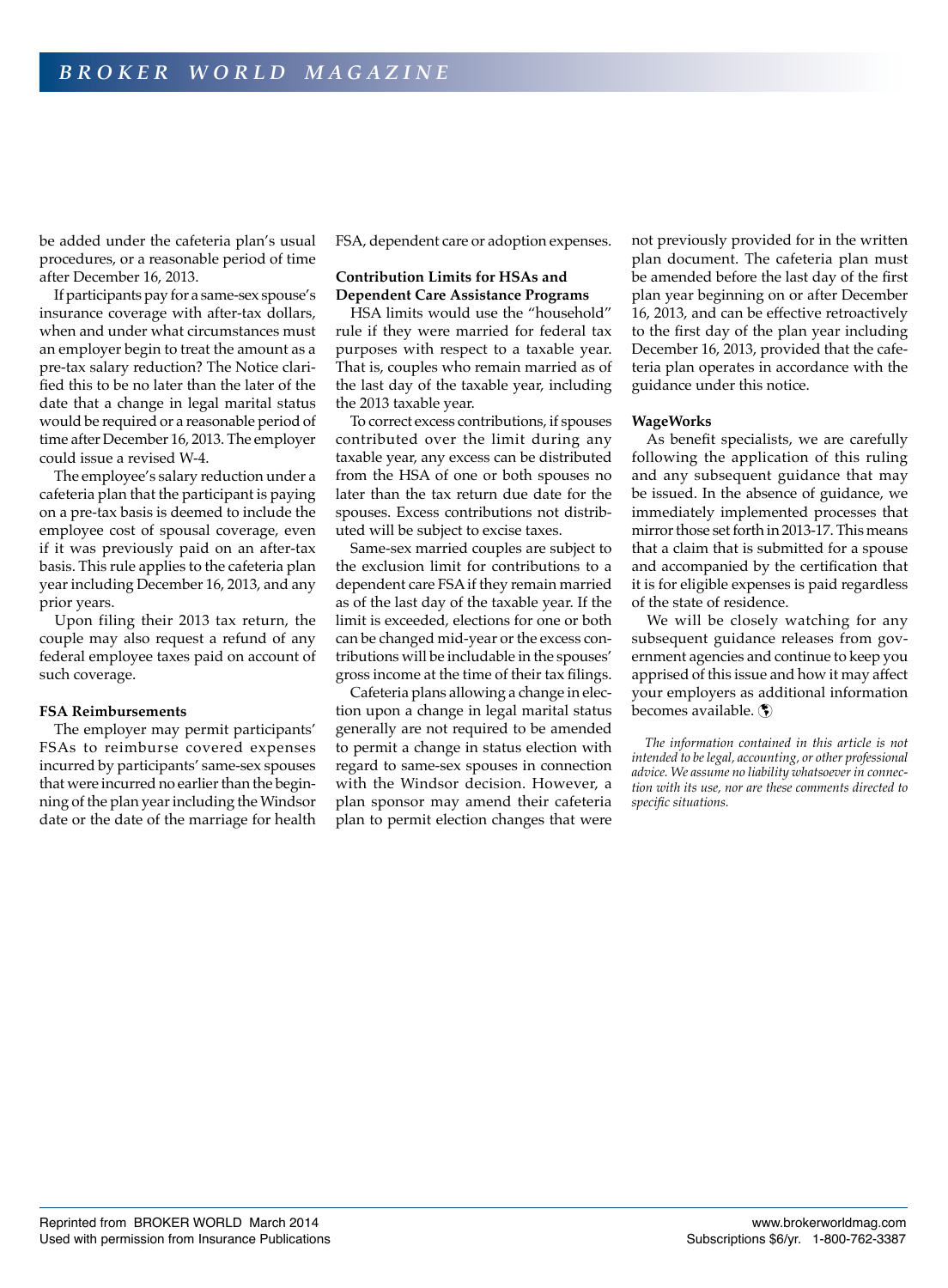be added under the cafeteria plan's usual procedures, or a reasonable period of time after December 16, 2013.

If participants pay for a same-sex spouse's insurance coverage with after-tax dollars, when and under what circumstances must an employer begin to treat the amount as a pre-tax salary reduction? The Notice clarified this to be no later than the later of the date that a change in legal marital status would be required or a reasonable period of time after December 16, 2013. The employer could issue a revised W-4.

The employee's salary reduction under a cafeteria plan that the participant is paying on a pre-tax basis is deemed to include the employee cost of spousal coverage, even if it was previously paid on an after-tax basis. This rule applies to the cafeteria plan year including December 16, 2013, and any prior years.

Upon filing their 2013 tax return, the couple may also request a refund of any federal employee taxes paid on account of such coverage.

**FSA Reimbursements**

The employer may permit participants' FSAs to reimburse covered expenses incurred by participants' same-sex spouses that were incurred no earlier than the beginning of the plan year including the Windsor date or the date of the marriage for health FSA, dependent care or adoption expenses.

**Contribution Limits for HSAs and Dependent Care Assistance Programs**

HSA limits would use the "household" rule if they were married for federal tax purposes with respect to a taxable year. That is, couples who remain married as of the last day of the taxable year, including the 2013 taxable year.

To correct excess contributions, if spouses contributed over the limit during any taxable year, any excess can be distributed from the HSA of one or both spouses no later than the tax return due date for the spouses. Excess contributions not distributed will be subject to excise taxes.

Same-sex married couples are subject to the exclusion limit for contributions to a dependent care FSA if they remain married as of the last day of the taxable year. If the limit is exceeded, elections for one or both can be changed mid-year or the excess contributions will be includable in the spouses' gross income at the time of their tax filings.

Cafeteria plans allowing a change in election upon a change in legal marital status generally are not required to be amended to permit a change in status election with regard to same-sex spouses in connection with the Windsor decision. However, a plan sponsor may amend their cafeteria plan to permit election changes that were not previously provided for in the written plan document. The cafeteria plan must be amended before the last day of the first plan year beginning on or after December 16, 2013, and can be effective retroactively to the first day of the plan year including December 16, 2013, provided that the cafeteria plan operates in accordance with the guidance under this notice.

**WageWorks**

As benefit specialists, we are carefully following the application of this ruling and any subsequent guidance that may be issued. In the absence of guidance, we immediately implemented processes that mirror those set forth in 2013-17. This means that a claim that is submitted for a spouse and accompanied by the certification that it is for eligible expenses is paid regardless of the state of residence.

We will be closely watching for any subsequent guidance releases from government agencies and continue to keep you apprised of this issue and how it may affect your employers as additional information becomes available.

*The information contained in this article is not intended to be legal, accounting, or other professional advice. We assume no liability whatsoever in connection with its use, nor are these comments directed to specific situations.*

Reprinted from BROKER WORLD March 2014
Used with permission from Insurance Publications

www.brokerworldmag.com
Subscriptions $6/yr. 1-800-762-3387